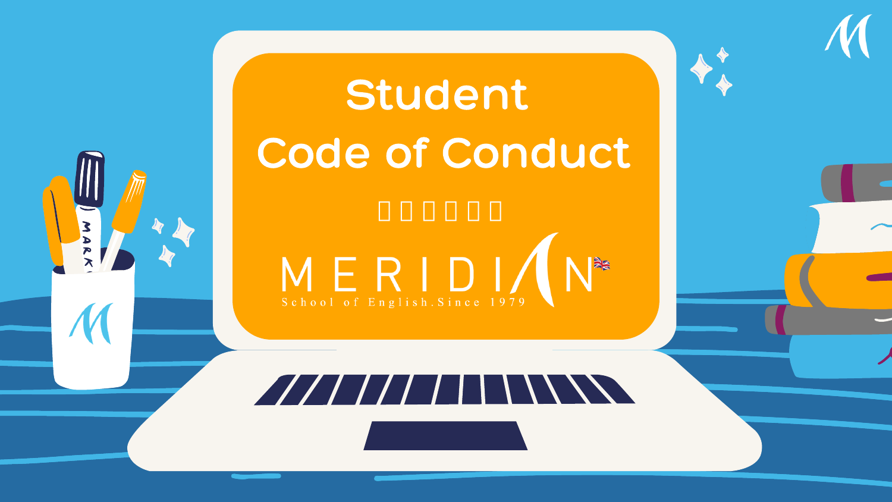# Student Code of Conduct

□□□□□□

MERIDIAN

School of English. Since 1979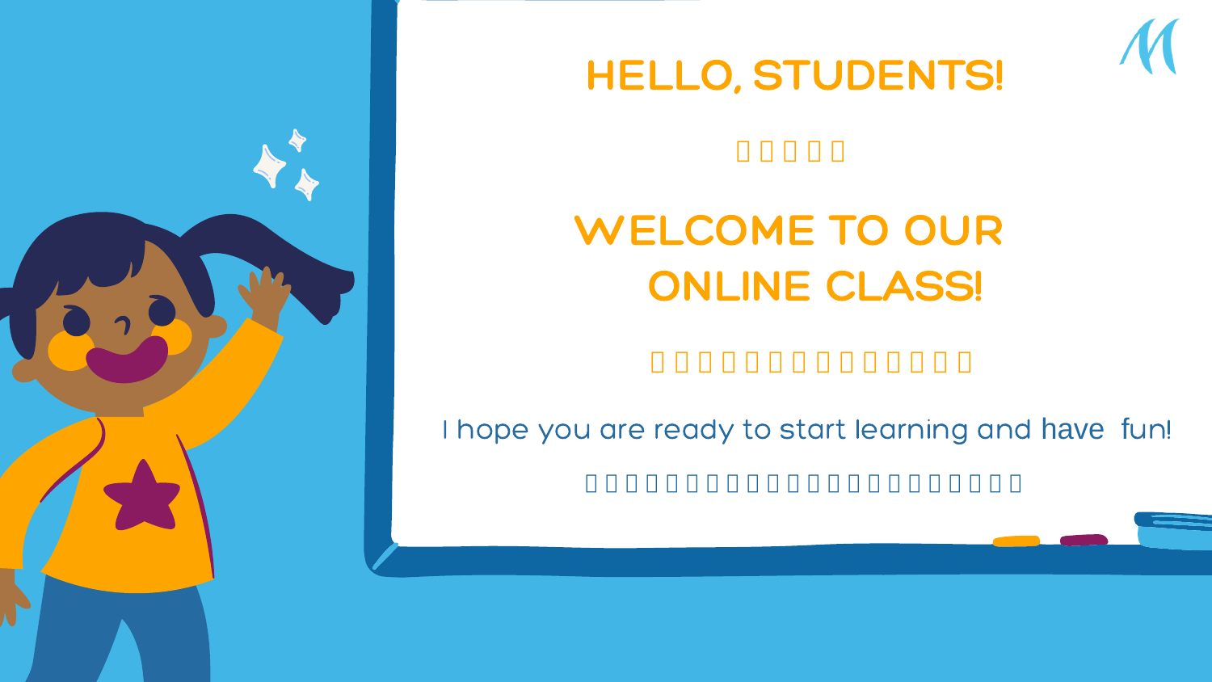# HELLO, STUDENTS!

# WELCOME TO OUR ONLINE CLASS!

I hope you are ready to start learning and have fun!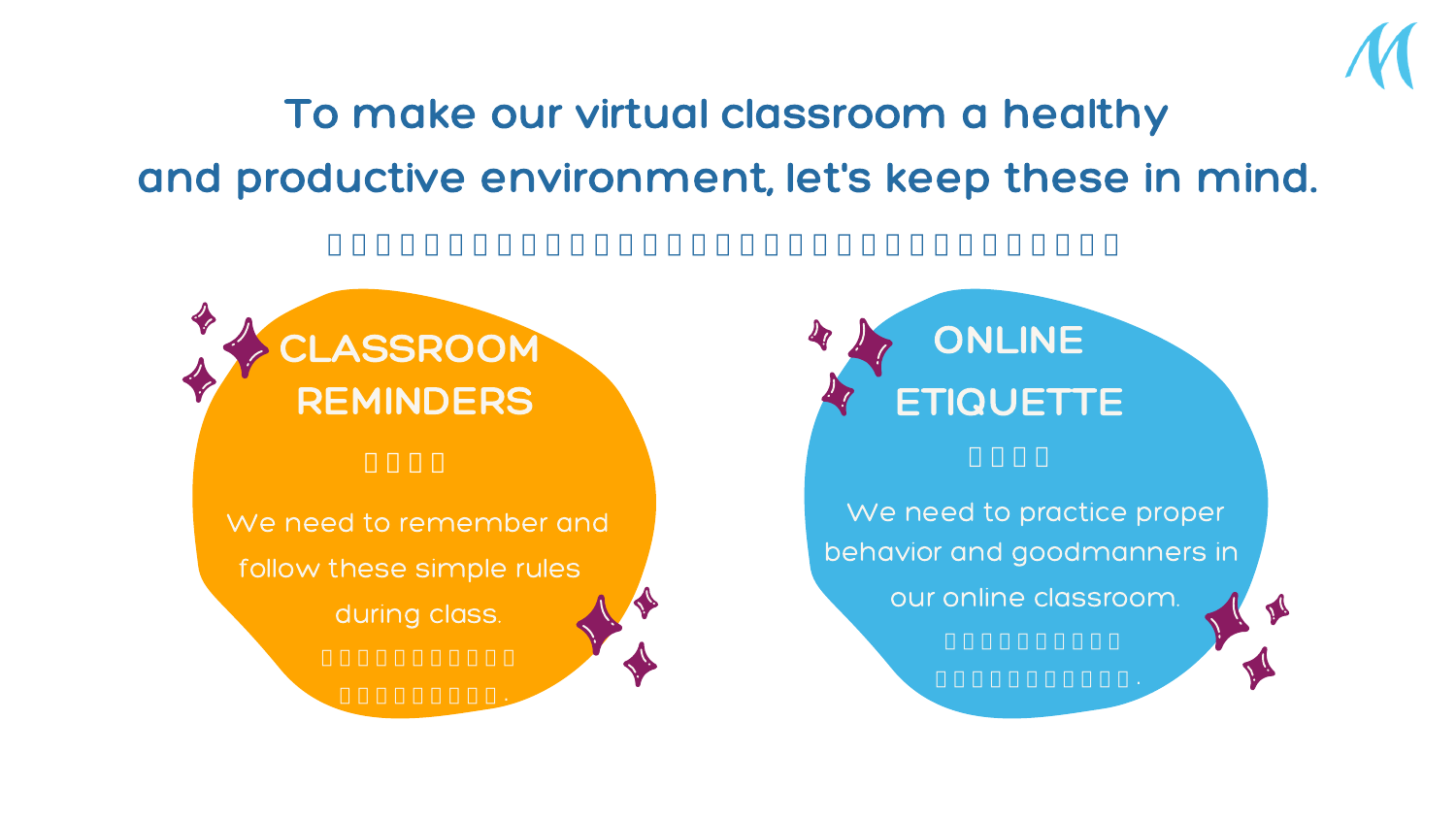# To make our virtual classroom a healthy and productive environment, let's keep these in mind.

## CLASSROOM REMINDERS

We need to remember and follow these simple rules during class.

## ONLINE ETIQUETTE

We need to practice proper behavior and goodmanners in our online classroom.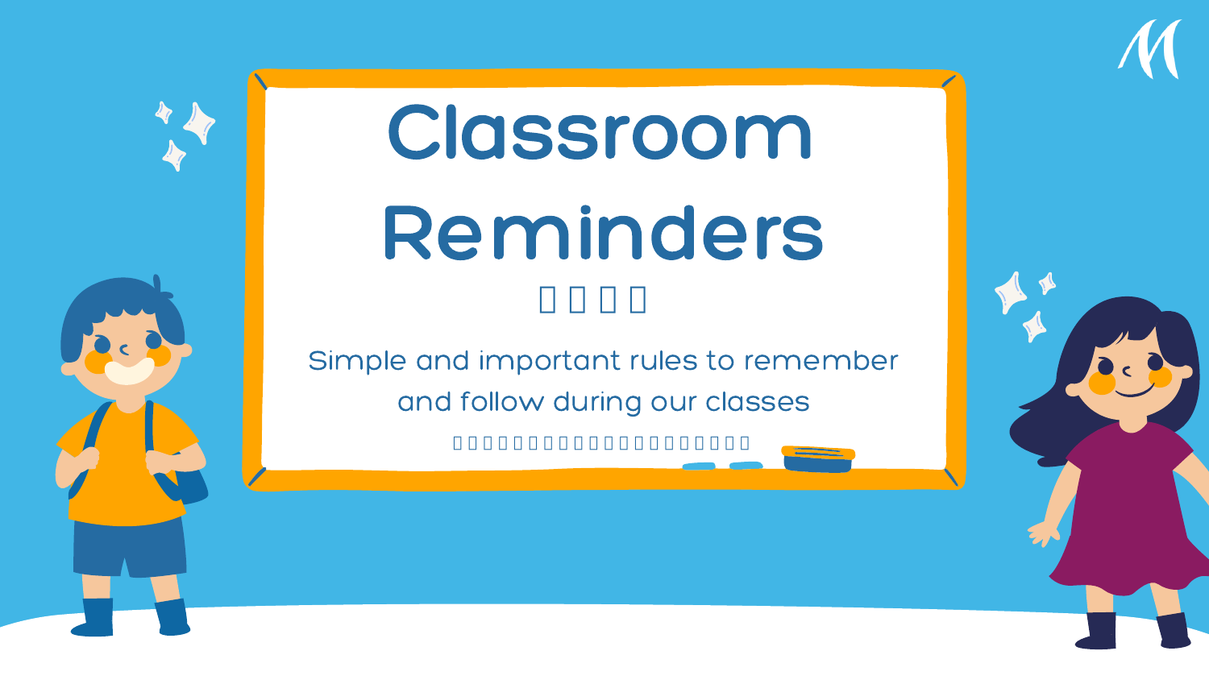# Classroom Reminders

Simple and important rules to remember and follow during our classes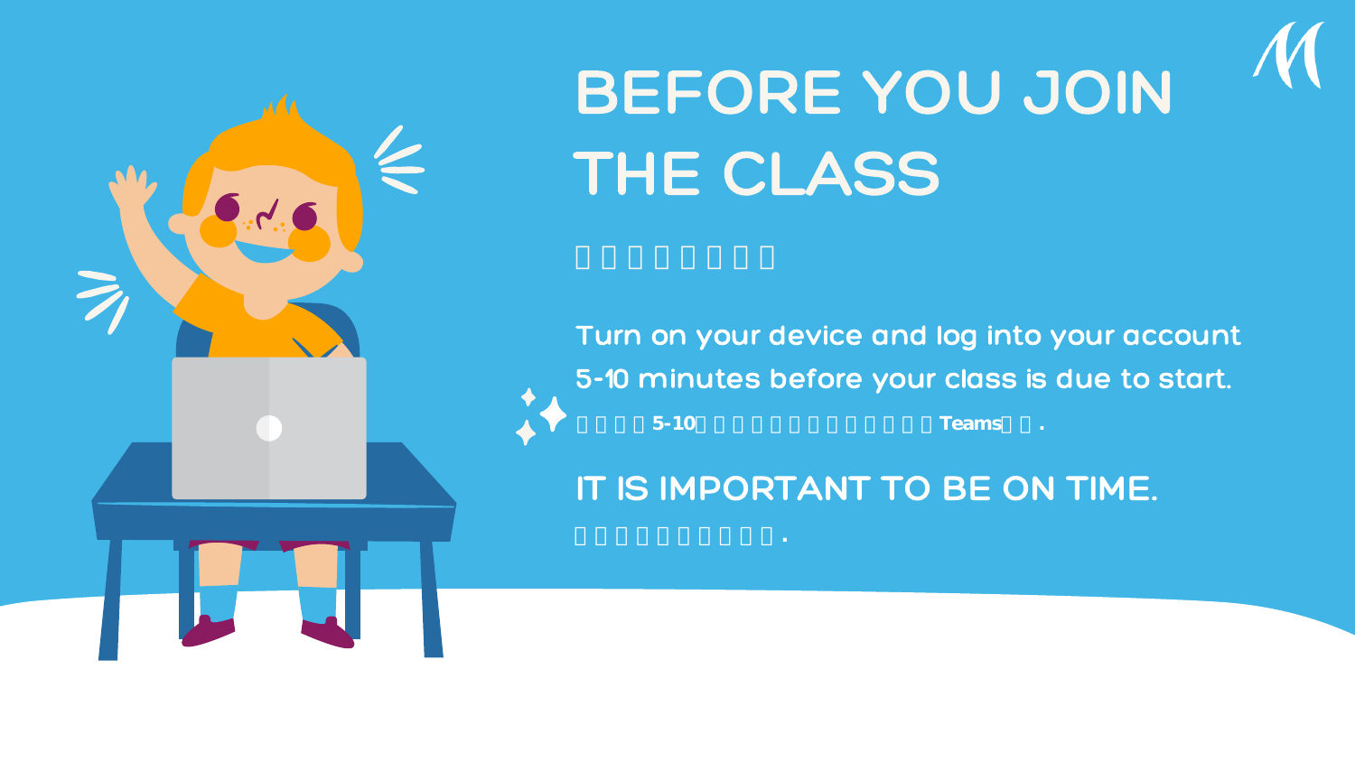# BEFORE YOU JOIN THE CLASS

□□□□□□□□

Turn on your device and log into your account 5-10 minutes before your class is due to start.

□□□□5-10□□□□□□□□□□□□□Teams□□.

## IT IS IMPORTANT TO BE ON TIME.

□□□□□□□□□□□.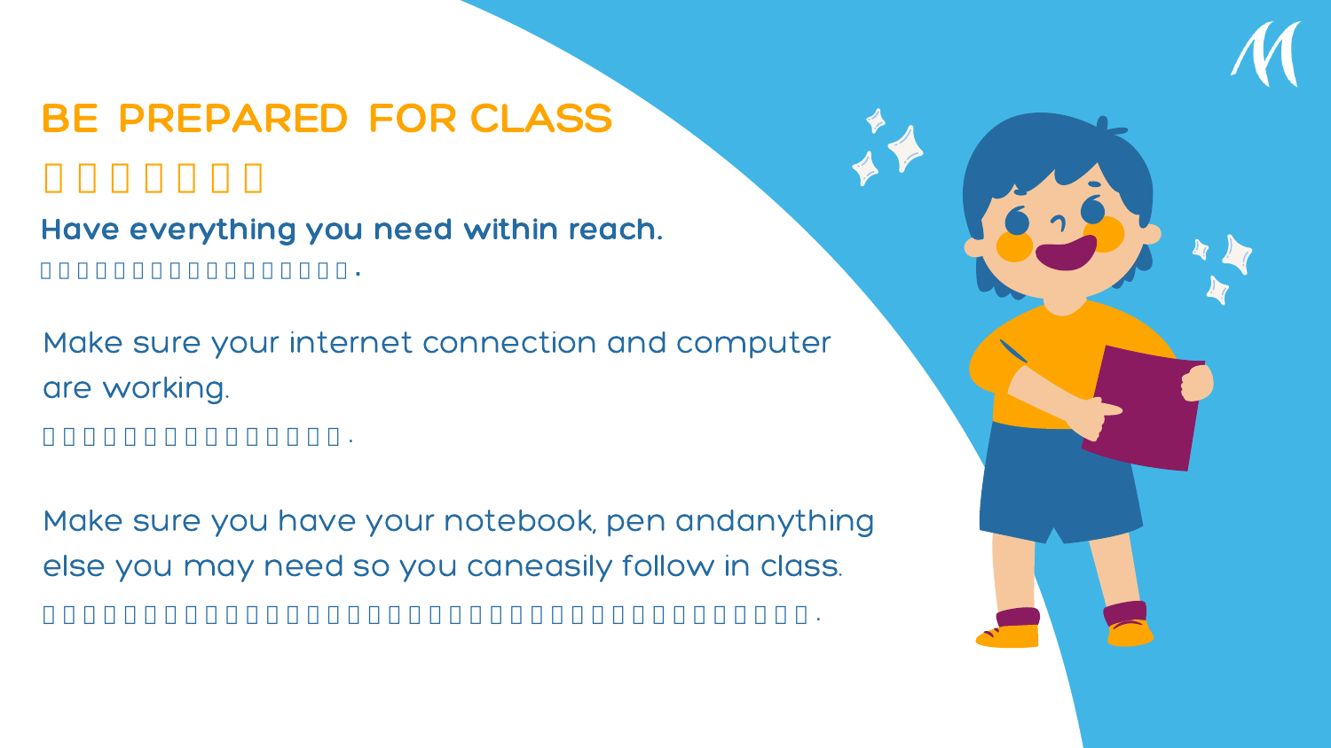# BE PREPARED FOR CLASS

□□□□□□□

## Have everything you need within reach.

□□□□□□□□□□□□□□□□□.

Make sure your internet connection and computer are working.

□□□□□□□□□□□□□□□□.

Make sure you have your notebook, pen andanything else you may need so you caneasily follow in class.

□□□□□□□□□□□□□□□□□□□□□□□□□□□□□□□□□□□□□□.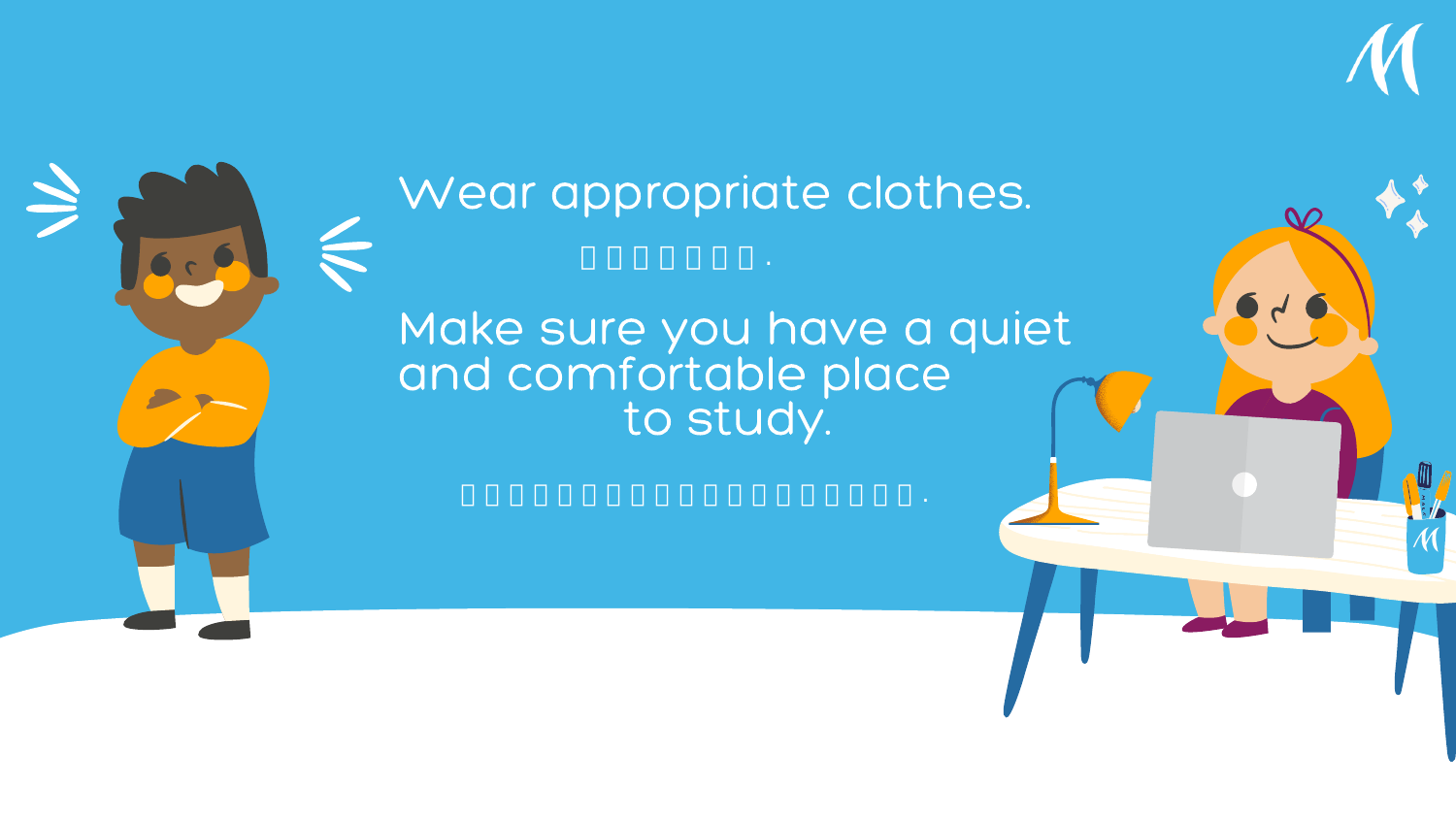Wear appropriate clothes.

□□□□□□□□.

Make sure you have a quiet and comfortable place to study.

□□□□□□□□□□□□□□□□□□□□.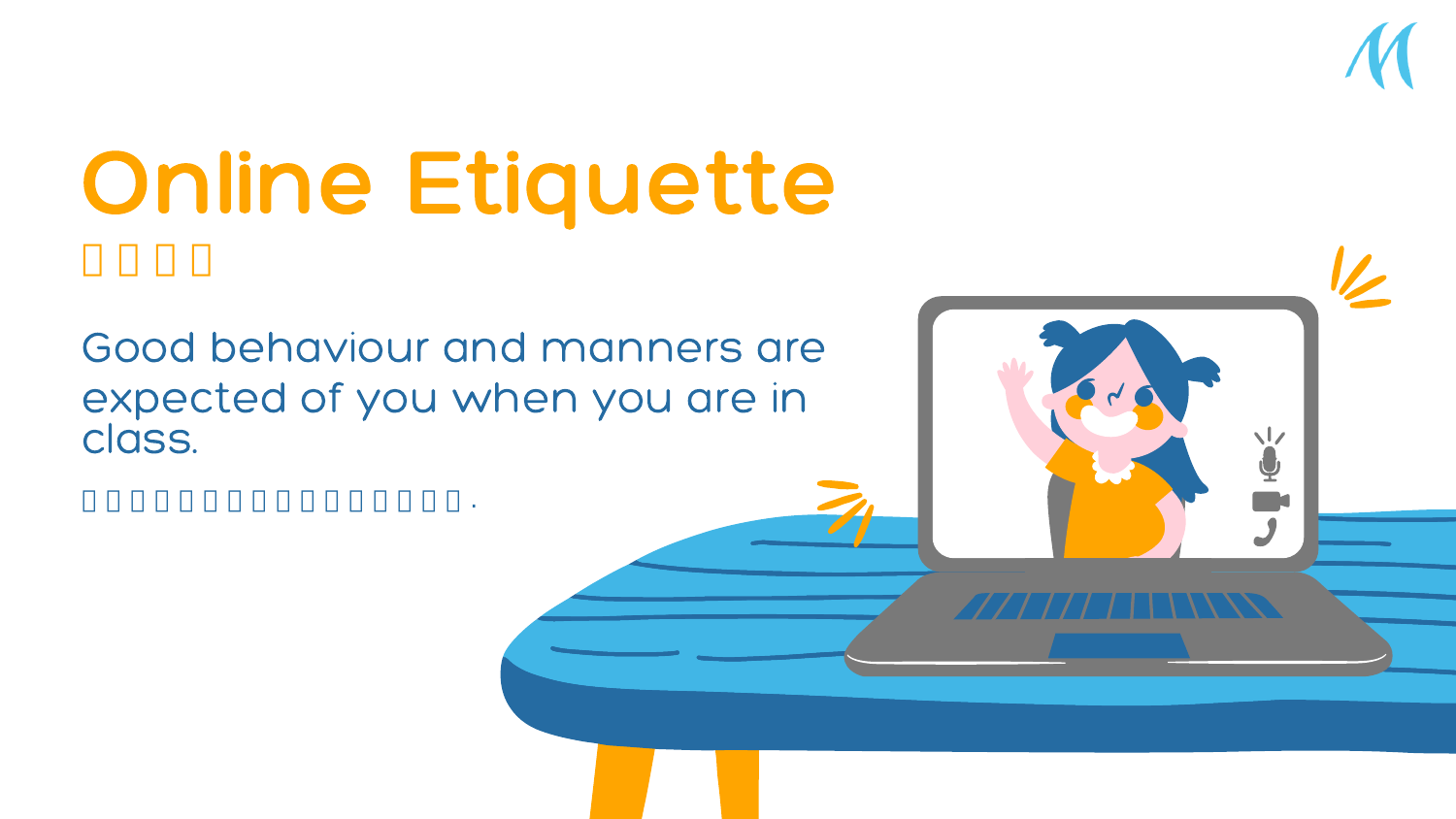# Online Etiquette

□□□□

Good behaviour and manners are expected of you when you are in class.

□□□□□□□□□□□□□□□□□.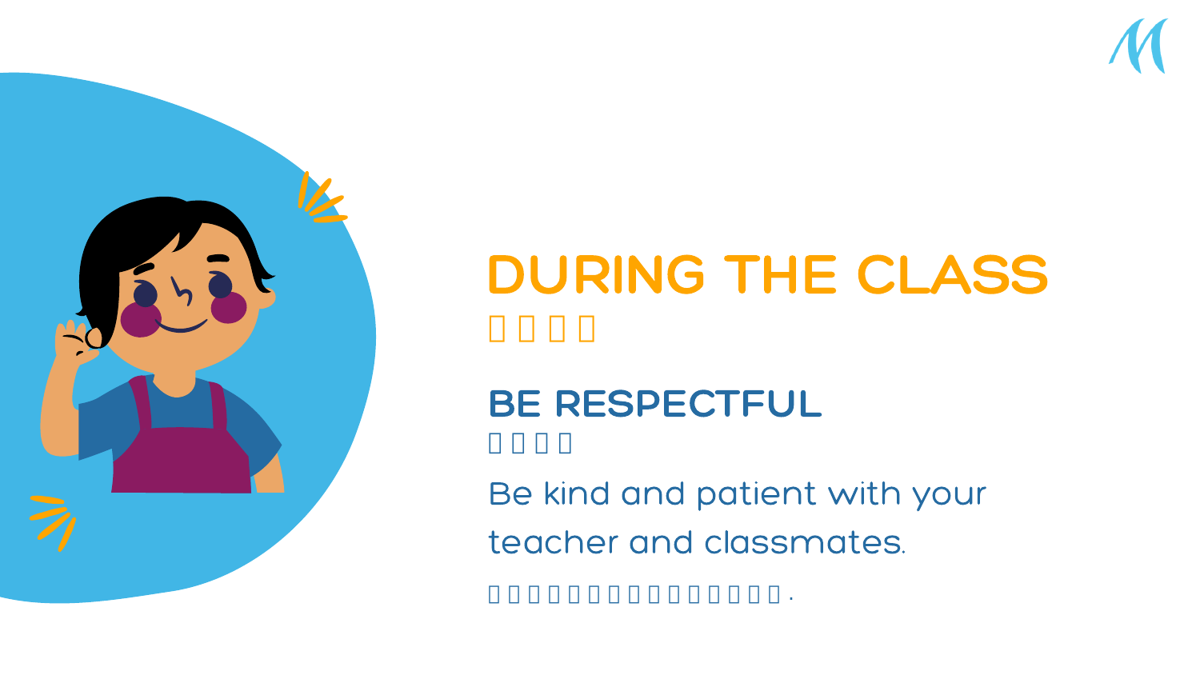# DURING THE CLASS

□□□□

## BE RESPECTFUL

□□□□

Be kind and patient with your teacher and classmates.

□□□□□□□□□□□□□□□□.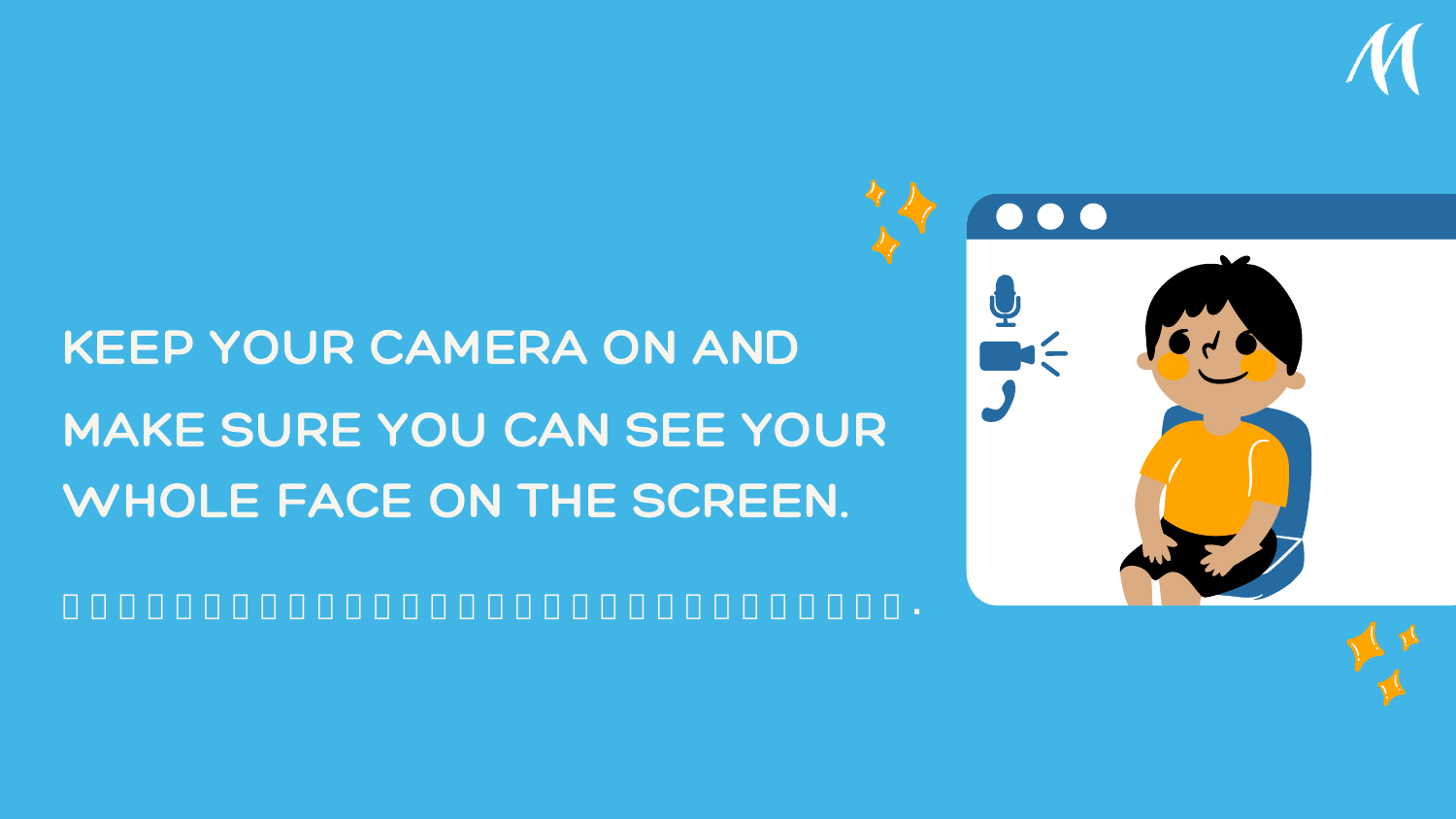KEEP YOUR CAMERA ON AND MAKE SURE YOU CAN SEE YOUR WHOLE FACE ON THE SCREEN.

□ □ □ □ □ □ □ □ □ □ □ □ □ □ □ □ □ □ □ □ □ □ □ □ □ □ □ □ □ □ .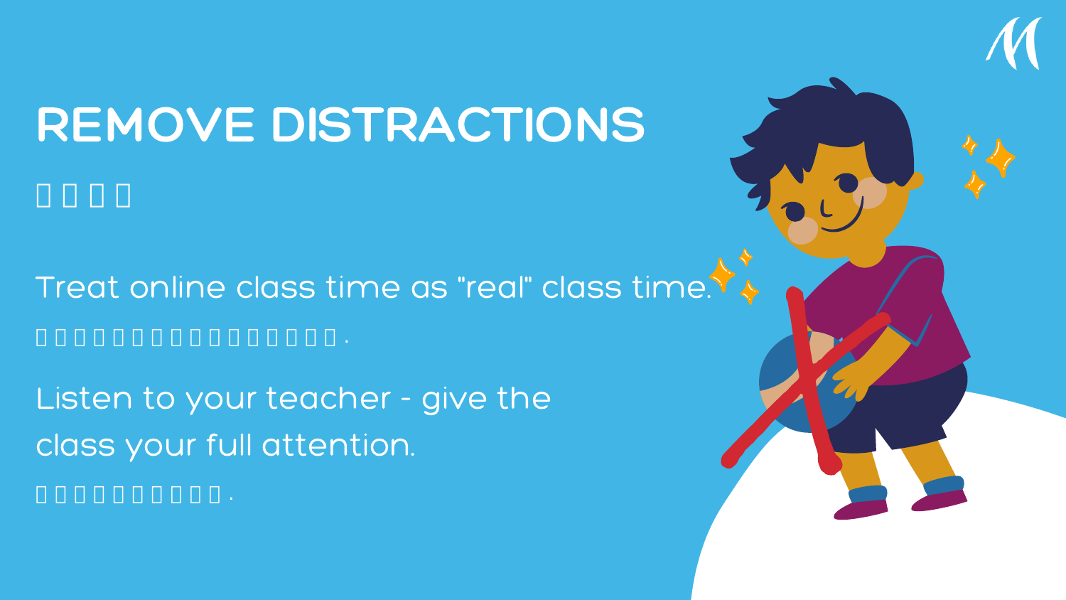# REMOVE DISTRACTIONS

□ □ □ □

Treat online class time as "real" class time.

□ □ □ □ □ □ □ □ □ □ □ □ □ □ □ □ □.

Listen to your teacher - give the class your full attention.

□ □ □ □ □ □ □ □ □ □ □.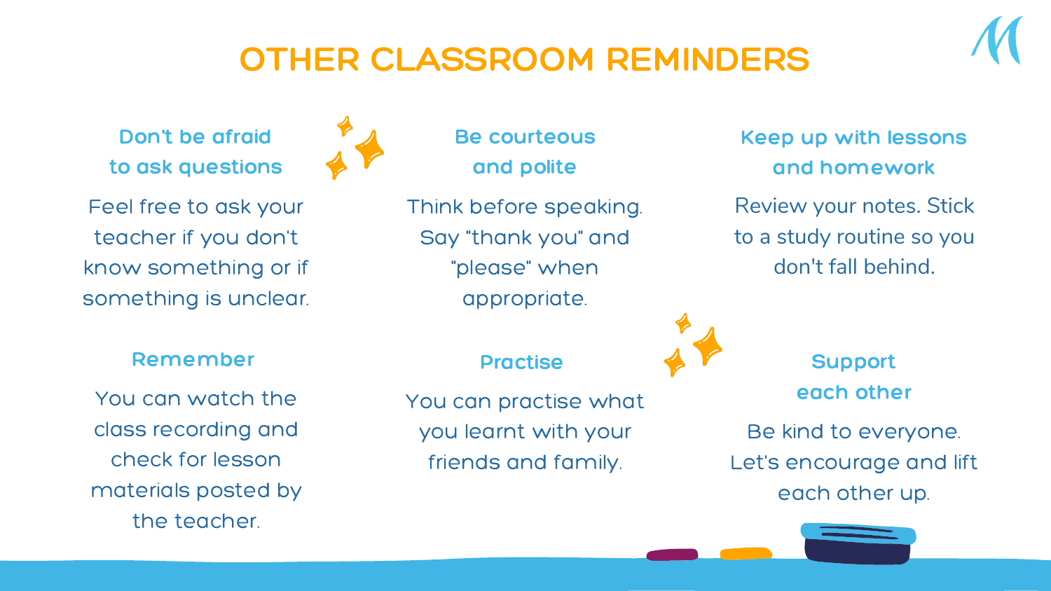# OTHER CLASSROOM REMINDERS

### Don't be afraid to ask questions

Feel free to ask your teacher if you don't know something or if something is unclear.

### Be courteous and polite

Think before speaking. Say "thank you" and "please" when appropriate.

### Keep up with lessons and homework

Review your notes. Stick to a study routine so you don't fall behind.

### Remember

You can watch the class recording and check for lesson materials posted by the teacher.

### Practise

You can practise what you learnt with your friends and family.

### Support each other

Be kind to everyone. Let's encourage and lift each other up.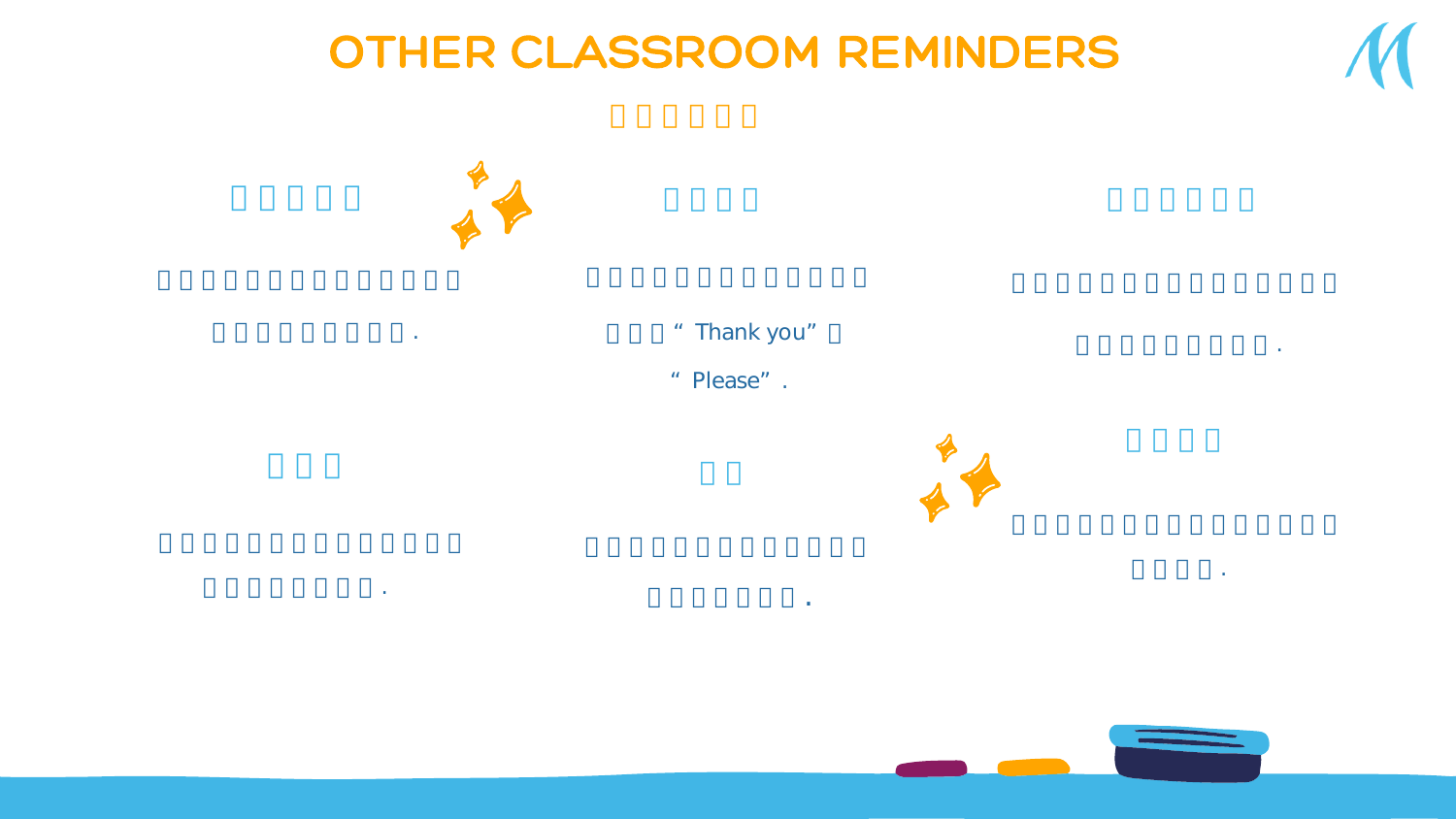# OTHER CLASSROOM REMINDERS

□□□□□□

### □□□□□

□□□□□□□□□□□□□□

□□□□□□□□□.

### □□□□

□□□□□□□□□□□□□

□□□“ Thank you”□

“ Please”.

### □□□□□□

□□□□□□□□□□□□□□□

□□□□□□□□□.

### □□□

□□□□□□□□□□□□□□

□□□□□□□□.

### □□

□□□□□□□□□□□□□

□□□□□□□.

### □□□□

□□□□□□□□□□□□□□□

□□□□.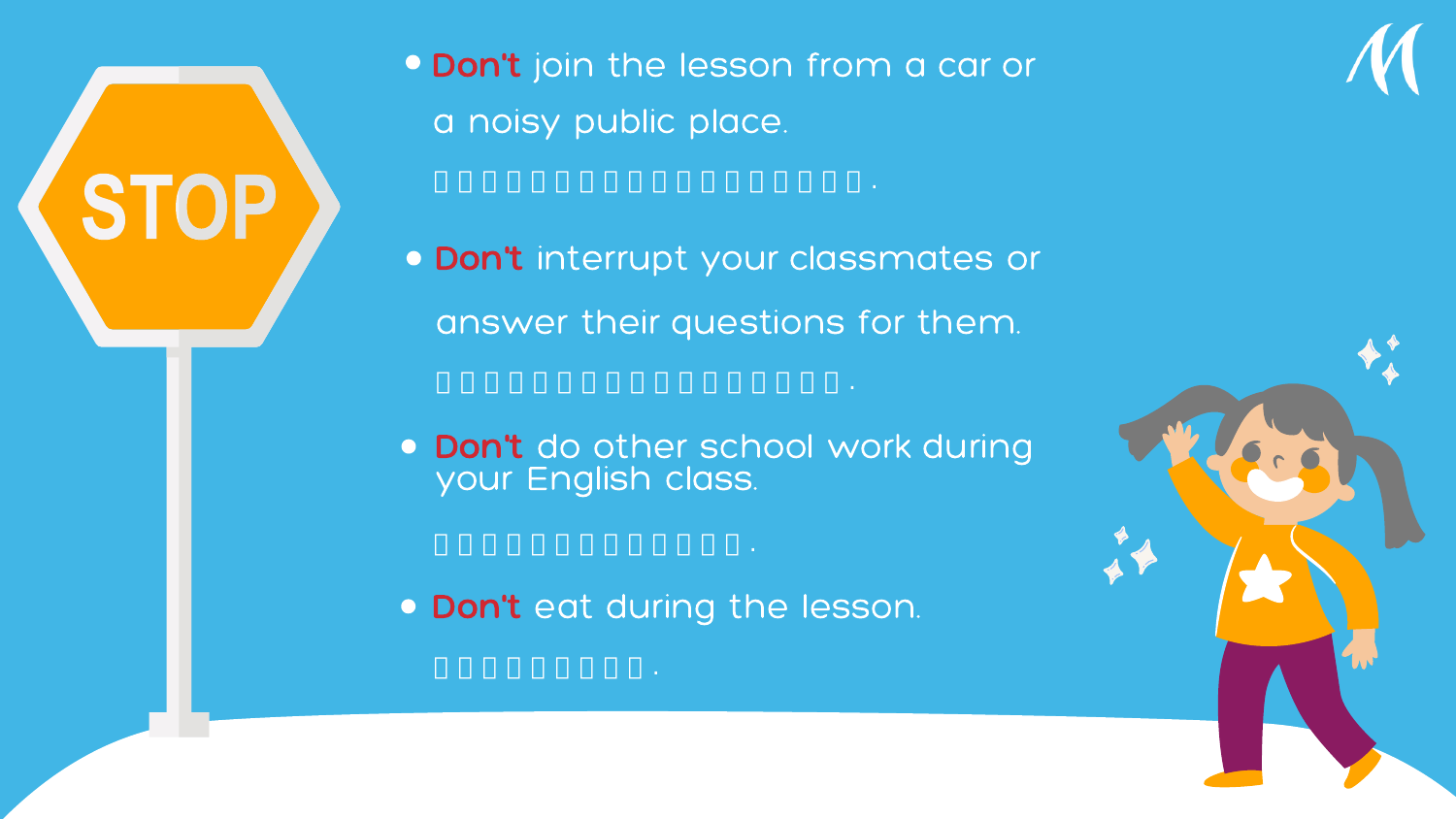- **Don't** join the lesson from a car or a noisy public place.

  □□□□□□□□□□□□□□□□□□.

- **Don't** interrupt your classmates or answer their questions for them.

  □□□□□□□□□□□□□□□□□.

- **Don't** do other school work during your English class.

  □□□□□□□□□□□□□.

- **Don't** eat during the lesson.

  □□□□□□□□□.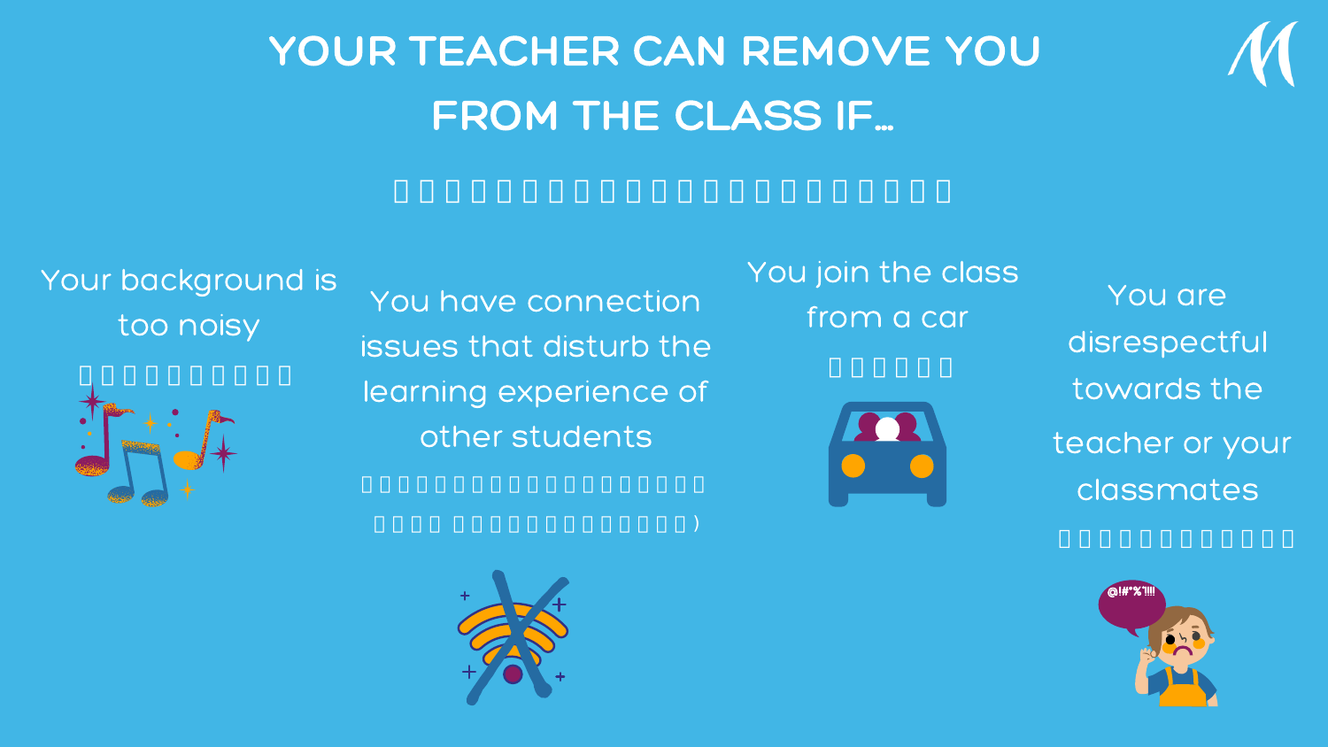# YOUR TEACHER CAN REMOVE YOU FROM THE CLASS IF...

- Your background is too noisy
- You have connection issues that disturb the learning experience of other students
- You join the class from a car
- You are disrespectful towards the teacher or your classmates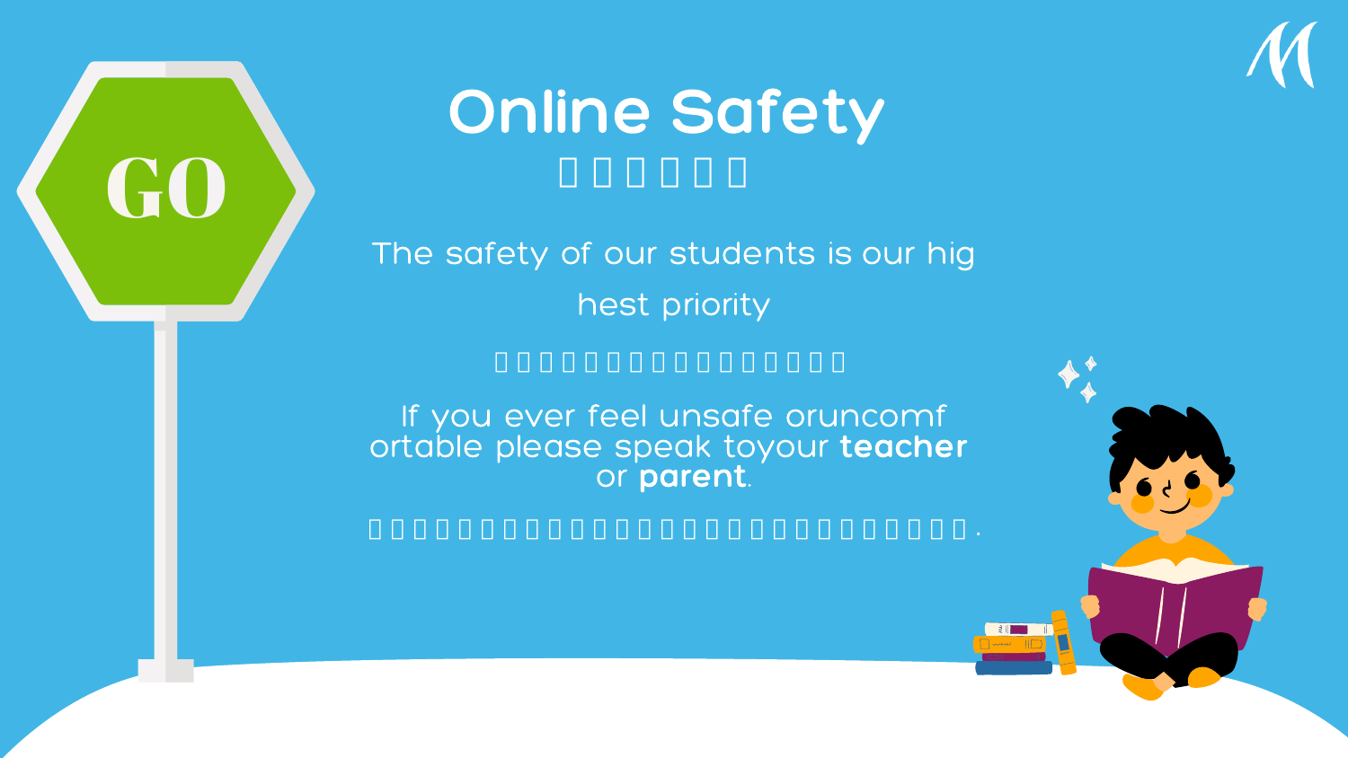# Online Safety

□□□□□□

The safety of our students is our hig
hest priority

□□□□□□□□□□□□□□□□□

If you ever feel unsafe oruncomf
ortable please speak toyour **teacher**
or **parent**.

□□□□□□□□□□□□□□□□□□□□□□□□□□□.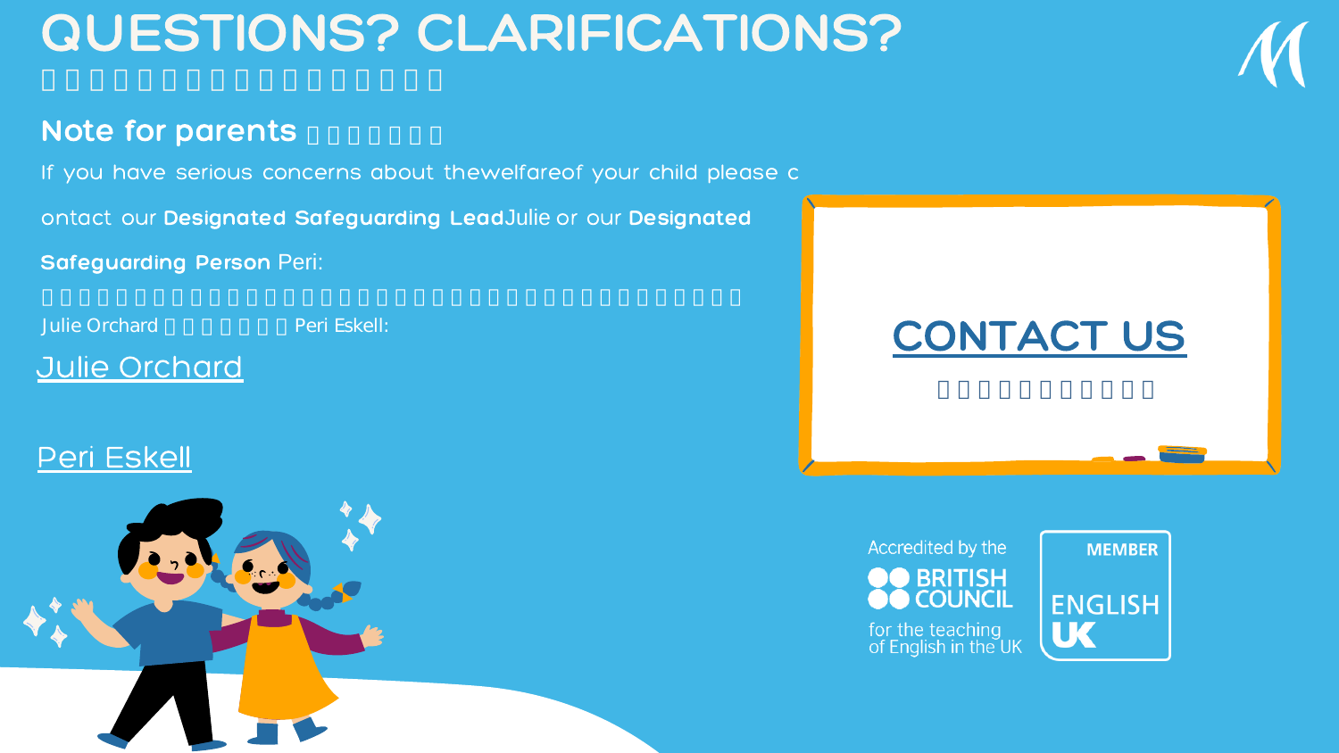# QUESTIONS? CLARIFICATIONS?

□□□□□□□□□□□□□□□□□□

## Note for parents □□□□□□□

If you have serious concerns about thewelfareof your child please c

ontact our **Designated Safeguarding Lead**Julie or our **Designated**

**Safeguarding Person** Peri:

□□□□□□□□□□□□□□□□□□□□□□□□□□□□□□□□□□□

Julie Orchard □□□□□□□ Peri Eskell:

Julie Orchard

Peri Eskell

CONTACT US

□□□□□□□□□□□

Accredited by the BRITISH COUNCIL for the teaching of English in the UK

MEMBER ENGLISH UK